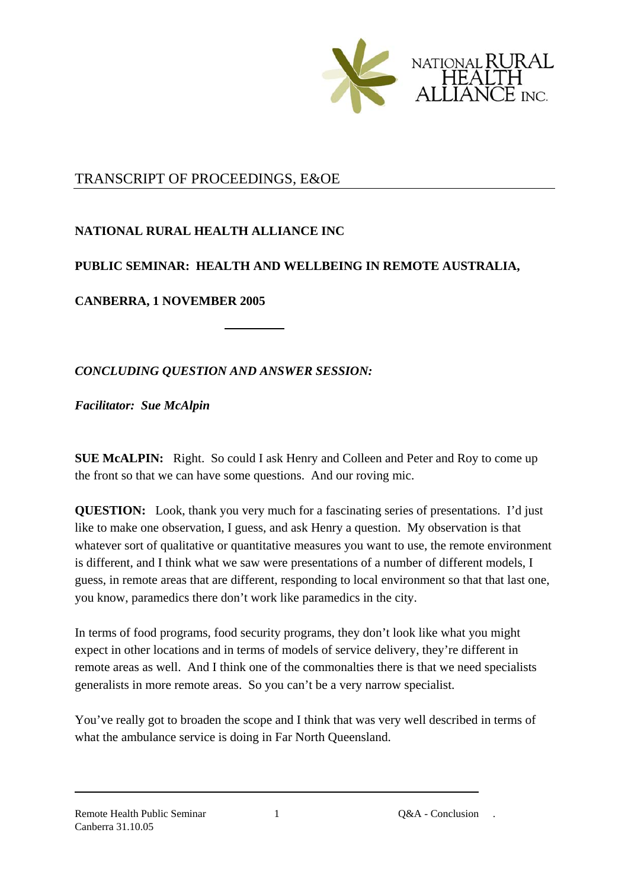TRANSCRIPT OF PROCEEDINGS, E&OE

**NATIONAL RURAL HEALTH ALLIANCE INC**

**PUBLIC SEMINAR: HEALTH AND WELLBEING IN REMOTE AUSTRALIA,**

**CANBERRA, 1 NOVEMBER 2005**

---

***CONCLUDING QUESTION AND ANSWER SESSION:***

***Facilitator: Sue McAlpin***

**SUE McALPIN:** Right. So could I ask Henry and Colleen and Peter and Roy to come up the front so that we can have some questions. And our roving mic.

**QUESTION:** Look, thank you very much for a fascinating series of presentations. I'd just like to make one observation, I guess, and ask Henry a question. My observation is that whatever sort of qualitative or quantitative measures you want to use, the remote environment is different, and I think what we saw were presentations of a number of different models, I guess, in remote areas that are different, responding to local environment so that that last one, you know, paramedics there don't work like paramedics in the city.

In terms of food programs, food security programs, they don't look like what you might expect in other locations and in terms of models of service delivery, they're different in remote areas as well. And I think one of the commonalties there is that we need specialists generalists in more remote areas. So you can't be a very narrow specialist.

You've really got to broaden the scope and I think that was very well described in terms of what the ambulance service is doing in Far North Queensland.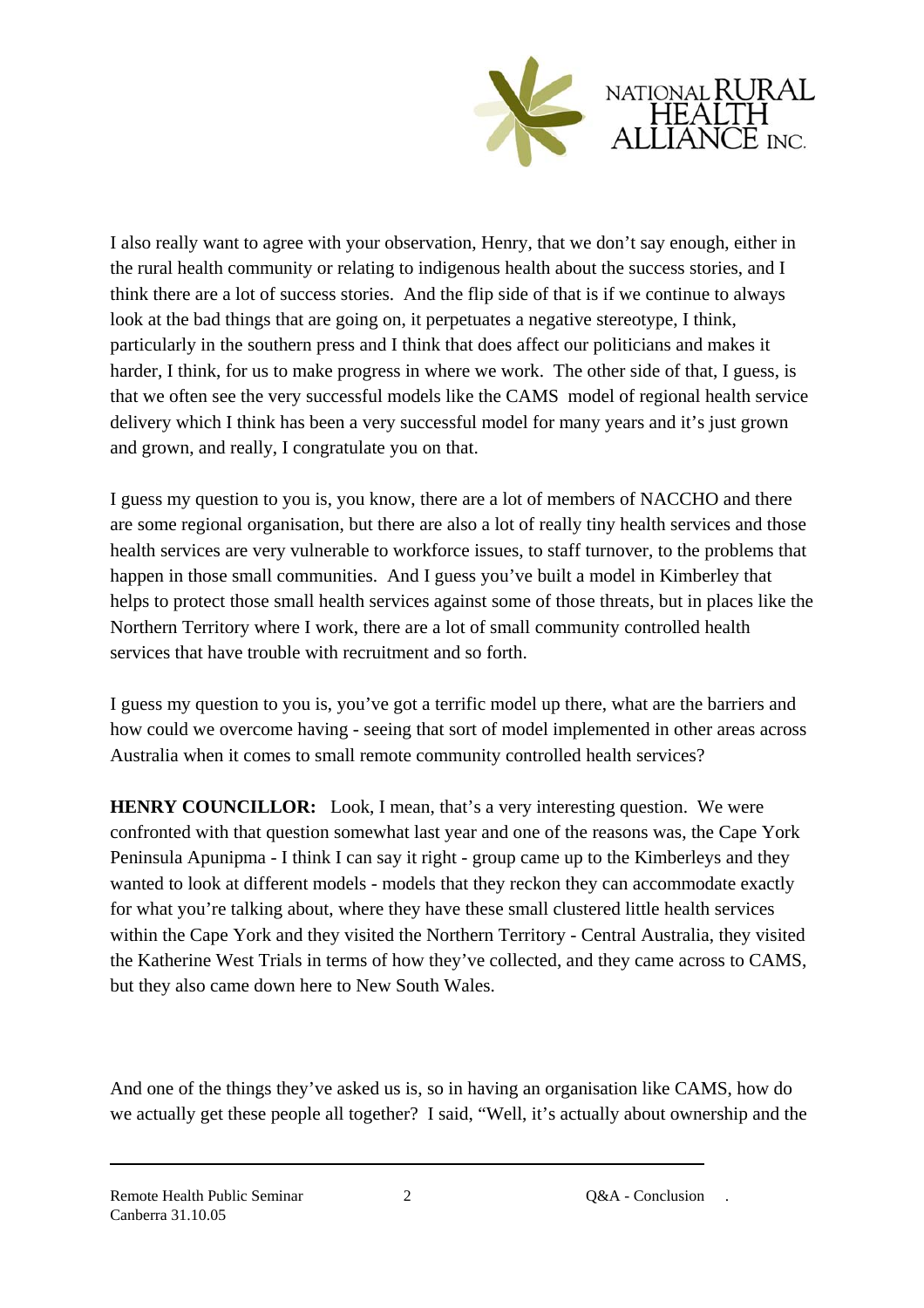I also really want to agree with your observation, Henry, that we don't say enough, either in the rural health community or relating to indigenous health about the success stories, and I think there are a lot of success stories. And the flip side of that is if we continue to always look at the bad things that are going on, it perpetuates a negative stereotype, I think, particularly in the southern press and I think that does affect our politicians and makes it harder, I think, for us to make progress in where we work. The other side of that, I guess, is that we often see the very successful models like the CAMS model of regional health service delivery which I think has been a very successful model for many years and it's just grown and grown, and really, I congratulate you on that.

I guess my question to you is, you know, there are a lot of members of NACCHO and there are some regional organisation, but there are also a lot of really tiny health services and those health services are very vulnerable to workforce issues, to staff turnover, to the problems that happen in those small communities. And I guess you've built a model in Kimberley that helps to protect those small health services against some of those threats, but in places like the Northern Territory where I work, there are a lot of small community controlled health services that have trouble with recruitment and so forth.

I guess my question to you is, you've got a terrific model up there, what are the barriers and how could we overcome having - seeing that sort of model implemented in other areas across Australia when it comes to small remote community controlled health services?

**HENRY COUNCILLOR:** Look, I mean, that's a very interesting question. We were confronted with that question somewhat last year and one of the reasons was, the Cape York Peninsula Apunipma - I think I can say it right - group came up to the Kimberleys and they wanted to look at different models - models that they reckon they can accommodate exactly for what you're talking about, where they have these small clustered little health services within the Cape York and they visited the Northern Territory - Central Australia, they visited the Katherine West Trials in terms of how they've collected, and they came across to CAMS, but they also came down here to New South Wales.

And one of the things they've asked us is, so in having an organisation like CAMS, how do we actually get these people all together? I said, "Well, it's actually about ownership and the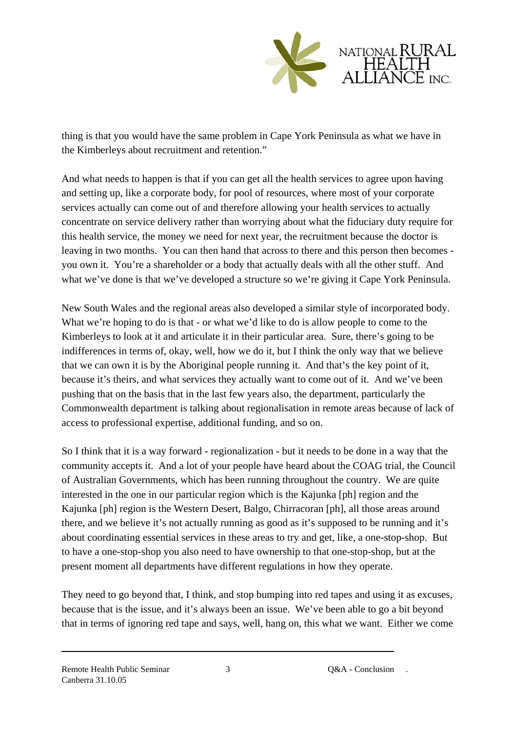thing is that you would have the same problem in Cape York Peninsula as what we have in the Kimberleys about recruitment and retention."

And what needs to happen is that if you can get all the health services to agree upon having and setting up, like a corporate body, for pool of resources, where most of your corporate services actually can come out of and therefore allowing your health services to actually concentrate on service delivery rather than worrying about what the fiduciary duty require for this health service, the money we need for next year, the recruitment because the doctor is leaving in two months. You can then hand that across to there and this person then becomes - you own it. You're a shareholder or a body that actually deals with all the other stuff. And what we've done is that we've developed a structure so we're giving it Cape York Peninsula.

New South Wales and the regional areas also developed a similar style of incorporated body. What we're hoping to do is that - or what we'd like to do is allow people to come to the Kimberleys to look at it and articulate it in their particular area. Sure, there's going to be indifferences in terms of, okay, well, how we do it, but I think the only way that we believe that we can own it is by the Aboriginal people running it. And that's the key point of it, because it's theirs, and what services they actually want to come out of it. And we've been pushing that on the basis that in the last few years also, the department, particularly the Commonwealth department is talking about regionalisation in remote areas because of lack of access to professional expertise, additional funding, and so on.

So I think that it is a way forward - regionalization - but it needs to be done in a way that the community accepts it. And a lot of your people have heard about the COAG trial, the Council of Australian Governments, which has been running throughout the country. We are quite interested in the one in our particular region which is the Kajunka [ph] region and the Kajunka [ph] region is the Western Desert, Balgo, Chirracoran [ph], all those areas around there, and we believe it's not actually running as good as it's supposed to be running and it's about coordinating essential services in these areas to try and get, like, a one-stop-shop. But to have a one-stop-shop you also need to have ownership to that one-stop-shop, but at the present moment all departments have different regulations in how they operate.

They need to go beyond that, I think, and stop bumping into red tapes and using it as excuses, because that is the issue, and it's always been an issue. We've been able to go a bit beyond that in terms of ignoring red tape and says, well, hang on, this what we want. Either we come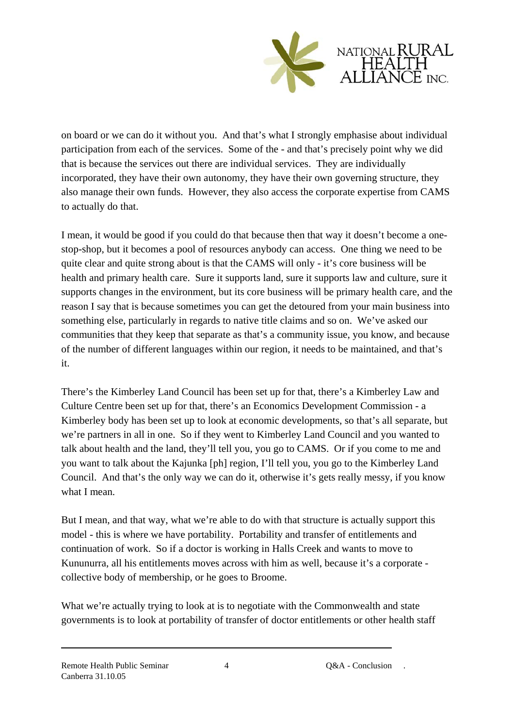on board or we can do it without you. And that's what I strongly emphasise about individual participation from each of the services. Some of the - and that's precisely point why we did that is because the services out there are individual services. They are individually incorporated, they have their own autonomy, they have their own governing structure, they also manage their own funds. However, they also access the corporate expertise from CAMS to actually do that.

I mean, it would be good if you could do that because then that way it doesn't become a one-stop-shop, but it becomes a pool of resources anybody can access. One thing we need to be quite clear and quite strong about is that the CAMS will only - it's core business will be health and primary health care. Sure it supports land, sure it supports law and culture, sure it supports changes in the environment, but its core business will be primary health care, and the reason I say that is because sometimes you can get the detoured from your main business into something else, particularly in regards to native title claims and so on. We've asked our communities that they keep that separate as that's a community issue, you know, and because of the number of different languages within our region, it needs to be maintained, and that's it.

There's the Kimberley Land Council has been set up for that, there's a Kimberley Law and Culture Centre been set up for that, there's an Economics Development Commission - a Kimberley body has been set up to look at economic developments, so that's all separate, but we're partners in all in one. So if they went to Kimberley Land Council and you wanted to talk about health and the land, they'll tell you, you go to CAMS. Or if you come to me and you want to talk about the Kajunka [ph] region, I'll tell you, you go to the Kimberley Land Council. And that's the only way we can do it, otherwise it's gets really messy, if you know what I mean.

But I mean, and that way, what we're able to do with that structure is actually support this model - this is where we have portability. Portability and transfer of entitlements and continuation of work. So if a doctor is working in Halls Creek and wants to move to Kununurra, all his entitlements moves across with him as well, because it's a corporate - collective body of membership, or he goes to Broome.

What we're actually trying to look at is to negotiate with the Commonwealth and state governments is to look at portability of transfer of doctor entitlements or other health staff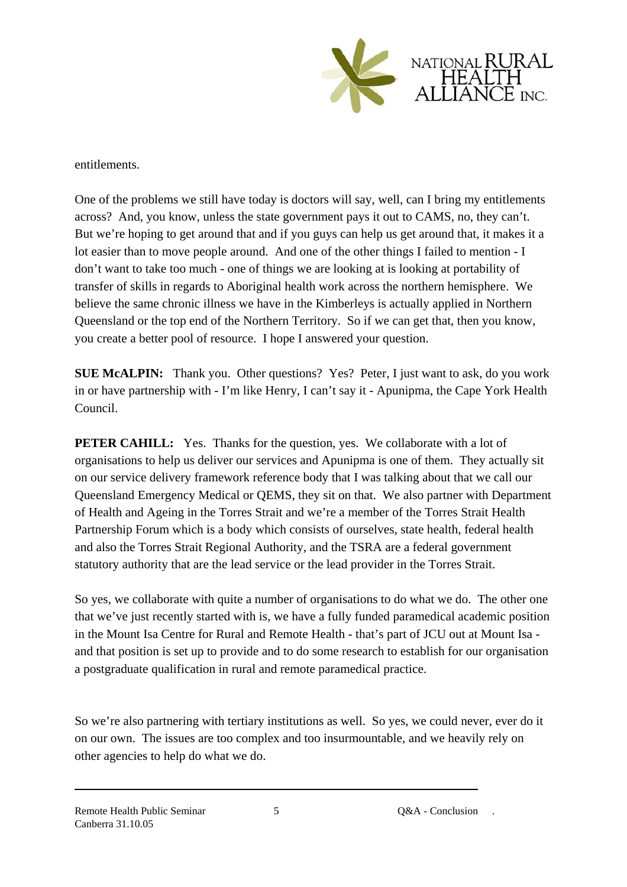entitlements.

One of the problems we still have today is doctors will say, well, can I bring my entitlements across? And, you know, unless the state government pays it out to CAMS, no, they can't. But we're hoping to get around that and if you guys can help us get around that, it makes it a lot easier than to move people around. And one of the other things I failed to mention - I don't want to take too much - one of things we are looking at is looking at portability of transfer of skills in regards to Aboriginal health work across the northern hemisphere. We believe the same chronic illness we have in the Kimberleys is actually applied in Northern Queensland or the top end of the Northern Territory. So if we can get that, then you know, you create a better pool of resource. I hope I answered your question.

**SUE McALPIN:** Thank you. Other questions? Yes? Peter, I just want to ask, do you work in or have partnership with - I'm like Henry, I can't say it - Apunipma, the Cape York Health Council.

**PETER CAHILL:** Yes. Thanks for the question, yes. We collaborate with a lot of organisations to help us deliver our services and Apunipma is one of them. They actually sit on our service delivery framework reference body that I was talking about that we call our Queensland Emergency Medical or QEMS, they sit on that. We also partner with Department of Health and Ageing in the Torres Strait and we're a member of the Torres Strait Health Partnership Forum which is a body which consists of ourselves, state health, federal health and also the Torres Strait Regional Authority, and the TSRA are a federal government statutory authority that are the lead service or the lead provider in the Torres Strait.

So yes, we collaborate with quite a number of organisations to do what we do. The other one that we've just recently started with is, we have a fully funded paramedical academic position in the Mount Isa Centre for Rural and Remote Health - that's part of JCU out at Mount Isa - and that position is set up to provide and to do some research to establish for our organisation a postgraduate qualification in rural and remote paramedical practice.

So we're also partnering with tertiary institutions as well. So yes, we could never, ever do it on our own. The issues are too complex and too insurmountable, and we heavily rely on other agencies to help do what we do.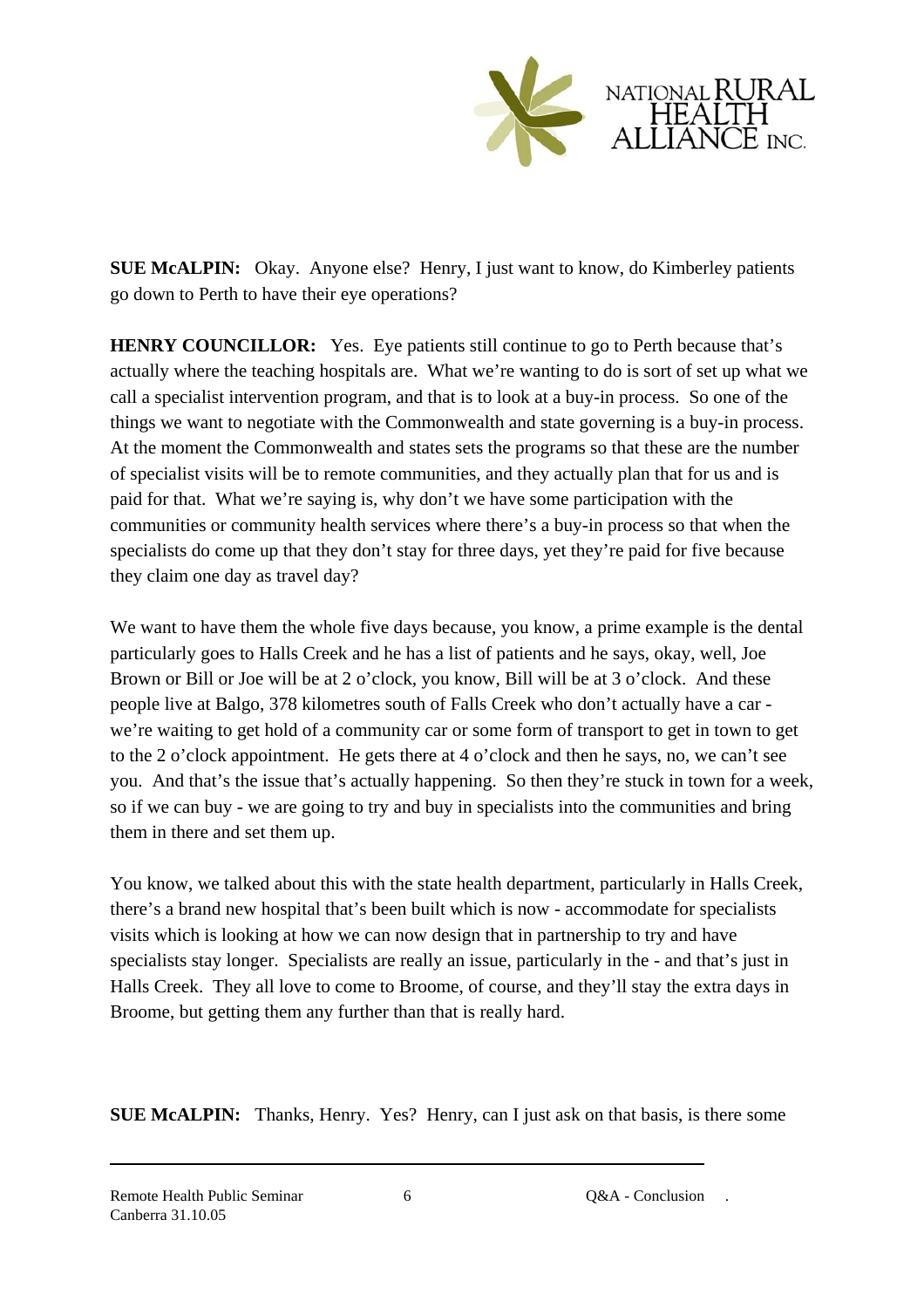**SUE McALPIN:** Okay. Anyone else? Henry, I just want to know, do Kimberley patients go down to Perth to have their eye operations?

**HENRY COUNCILLOR:** Yes. Eye patients still continue to go to Perth because that's actually where the teaching hospitals are. What we're wanting to do is sort of set up what we call a specialist intervention program, and that is to look at a buy-in process. So one of the things we want to negotiate with the Commonwealth and state governing is a buy-in process. At the moment the Commonwealth and states sets the programs so that these are the number of specialist visits will be to remote communities, and they actually plan that for us and is paid for that. What we're saying is, why don't we have some participation with the communities or community health services where there's a buy-in process so that when the specialists do come up that they don't stay for three days, yet they're paid for five because they claim one day as travel day?

We want to have them the whole five days because, you know, a prime example is the dental particularly goes to Halls Creek and he has a list of patients and he says, okay, well, Joe Brown or Bill or Joe will be at 2 o'clock, you know, Bill will be at 3 o'clock. And these people live at Balgo, 378 kilometres south of Falls Creek who don't actually have a car - we're waiting to get hold of a community car or some form of transport to get in town to get to the 2 o'clock appointment. He gets there at 4 o'clock and then he says, no, we can't see you. And that's the issue that's actually happening. So then they're stuck in town for a week, so if we can buy - we are going to try and buy in specialists into the communities and bring them in there and set them up.

You know, we talked about this with the state health department, particularly in Halls Creek, there's a brand new hospital that's been built which is now - accommodate for specialists visits which is looking at how we can now design that in partnership to try and have specialists stay longer. Specialists are really an issue, particularly in the - and that's just in Halls Creek. They all love to come to Broome, of course, and they'll stay the extra days in Broome, but getting them any further than that is really hard.

**SUE McALPIN:** Thanks, Henry. Yes? Henry, can I just ask on that basis, is there some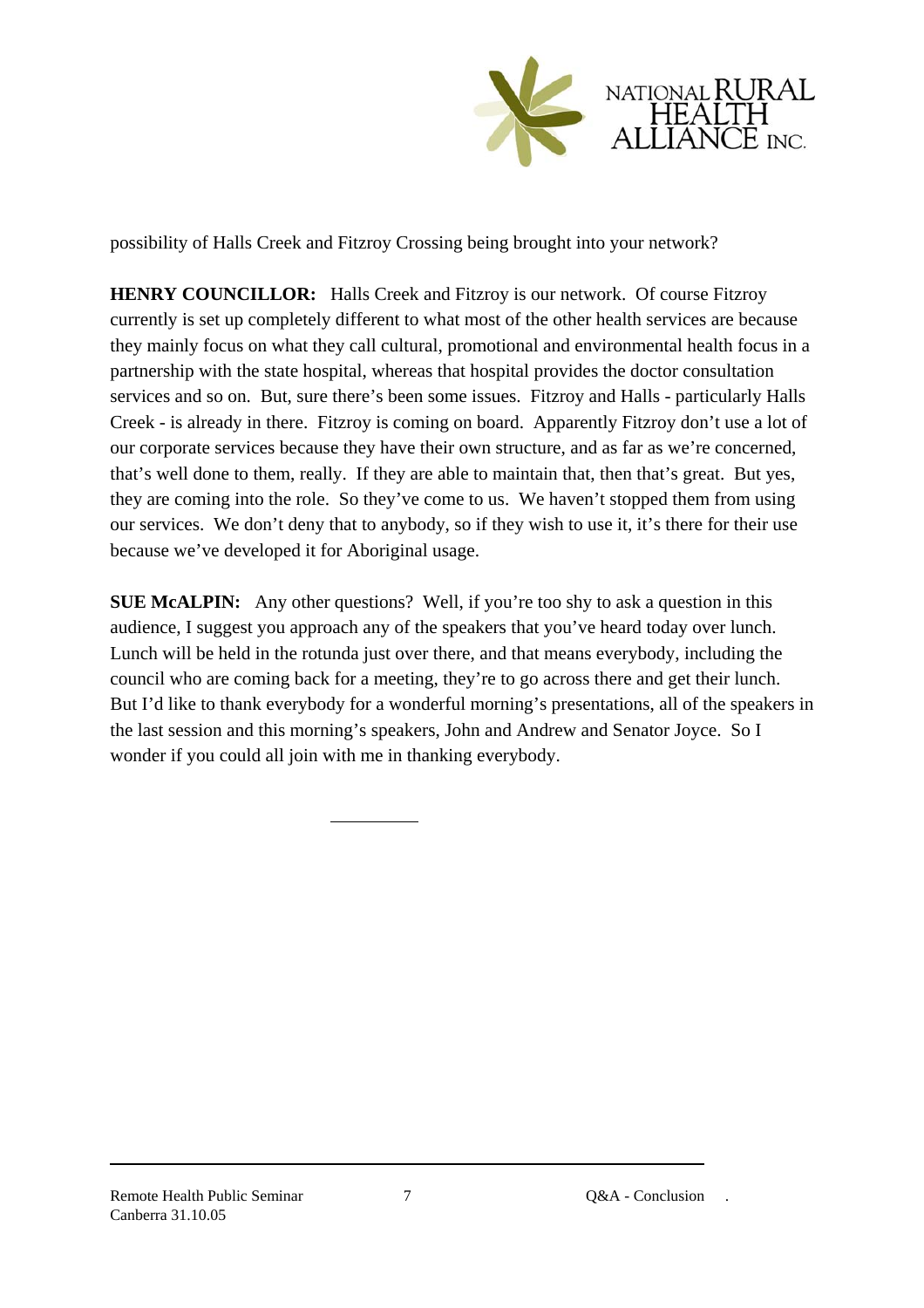possibility of Halls Creek and Fitzroy Crossing being brought into your network?

**HENRY COUNCILLOR:** Halls Creek and Fitzroy is our network. Of course Fitzroy currently is set up completely different to what most of the other health services are because they mainly focus on what they call cultural, promotional and environmental health focus in a partnership with the state hospital, whereas that hospital provides the doctor consultation services and so on. But, sure there's been some issues. Fitzroy and Halls - particularly Halls Creek - is already in there. Fitzroy is coming on board. Apparently Fitzroy don't use a lot of our corporate services because they have their own structure, and as far as we're concerned, that's well done to them, really. If they are able to maintain that, then that's great. But yes, they are coming into the role. So they've come to us. We haven't stopped them from using our services. We don't deny that to anybody, so if they wish to use it, it's there for their use because we've developed it for Aboriginal usage.

**SUE McALPIN:** Any other questions? Well, if you're too shy to ask a question in this audience, I suggest you approach any of the speakers that you've heard today over lunch. Lunch will be held in the rotunda just over there, and that means everybody, including the council who are coming back for a meeting, they're to go across there and get their lunch. But I'd like to thank everybody for a wonderful morning's presentations, all of the speakers in the last session and this morning's speakers, John and Andrew and Senator Joyce. So I wonder if you could all join with me in thanking everybody.

---